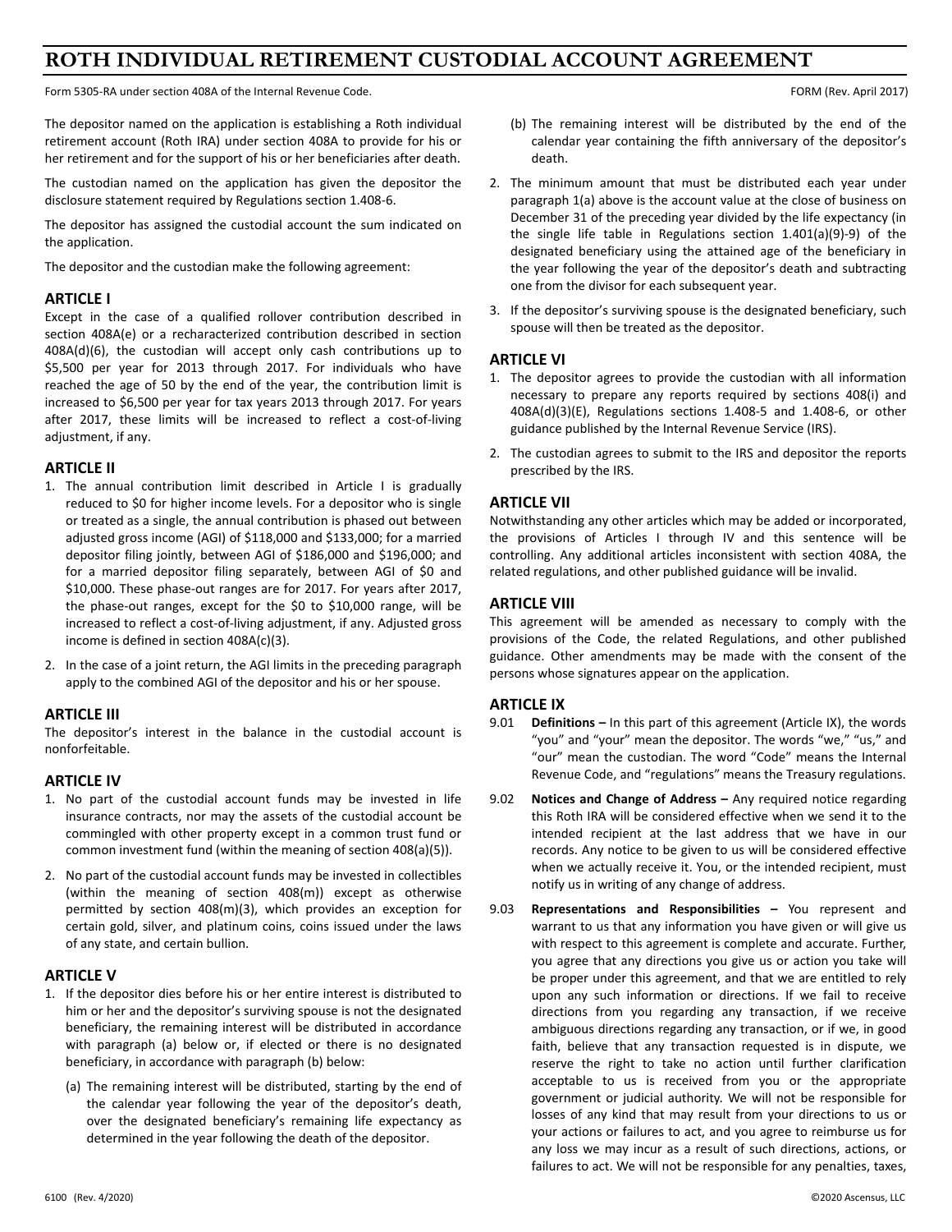# ROTH INDIVIDUAL RETIREMENT CUSTODIAL ACCOUNT AGREEMENT

Form 5305-RA under section 408A of the Internal Revenue Code. FORM (Rev. April 2017)

The depositor named on the application is establishing a Roth individual retirement account (Roth IRA) under section 408A to provide for his or her retirement and for the support of his or her beneficiaries after death.

The custodian named on the application has given the depositor the disclosure statement required by Regulations section 1.408-6.

The depositor has assigned the custodial account the sum indicated on the application.

The depositor and the custodian make the following agreement:

## ARTICLE I

Except in the case of a qualified rollover contribution described in section 408A(e) or a recharacterized contribution described in section 408A(d)(6), the custodian will accept only cash contributions up to $5,500 per year for 2013 through 2017. For individuals who have reached the age of 50 by the end of the year, the contribution limit is increased to $6,500 per year for tax years 2013 through 2017. For years after 2017, these limits will be increased to reflect a cost-of-living adjustment, if any.

## ARTICLE II

1. The annual contribution limit described in Article I is gradually reduced to $0 for higher income levels. For a depositor who is single or treated as a single, the annual contribution is phased out between adjusted gross income (AGI) of $118,000 and $133,000; for a married depositor filing jointly, between AGI of $186,000 and $196,000; and for a married depositor filing separately, between AGI of $0 and $10,000. These phase-out ranges are for 2017. For years after 2017, the phase-out ranges, except for the $0 to $10,000 range, will be increased to reflect a cost-of-living adjustment, if any. Adjusted gross income is defined in section 408A(c)(3).
2. In the case of a joint return, the AGI limits in the preceding paragraph apply to the combined AGI of the depositor and his or her spouse.

## ARTICLE III

The depositor's interest in the balance in the custodial account is nonforfeitable.

## ARTICLE IV

1. No part of the custodial account funds may be invested in life insurance contracts, nor may the assets of the custodial account be commingled with other property except in a common trust fund or common investment fund (within the meaning of section 408(a)(5)).
2. No part of the custodial account funds may be invested in collectibles (within the meaning of section 408(m)) except as otherwise permitted by section 408(m)(3), which provides an exception for certain gold, silver, and platinum coins, coins issued under the laws of any state, and certain bullion.

## ARTICLE V

1. If the depositor dies before his or her entire interest is distributed to him or her and the depositor's surviving spouse is not the designated beneficiary, the remaining interest will be distributed in accordance with paragraph (a) below or, if elected or there is no designated beneficiary, in accordance with paragraph (b) below:
   - (a) The remaining interest will be distributed, starting by the end of the calendar year following the year of the depositor's death, over the designated beneficiary's remaining life expectancy as determined in the year following the death of the depositor.
   - (b) The remaining interest will be distributed by the end of the calendar year containing the fifth anniversary of the depositor's death.
2. The minimum amount that must be distributed each year under paragraph 1(a) above is the account value at the close of business on December 31 of the preceding year divided by the life expectancy (in the single life table in Regulations section 1.401(a)(9)-9) of the designated beneficiary using the attained age of the beneficiary in the year following the year of the depositor's death and subtracting one from the divisor for each subsequent year.
3. If the depositor's surviving spouse is the designated beneficiary, such spouse will then be treated as the depositor.

## ARTICLE VI

1. The depositor agrees to provide the custodian with all information necessary to prepare any reports required by sections 408(i) and 408A(d)(3)(E), Regulations sections 1.408-5 and 1.408-6, or other guidance published by the Internal Revenue Service (IRS).
2. The custodian agrees to submit to the IRS and depositor the reports prescribed by the IRS.

## ARTICLE VII

Notwithstanding any other articles which may be added or incorporated, the provisions of Articles I through IV and this sentence will be controlling. Any additional articles inconsistent with section 408A, the related regulations, and other published guidance will be invalid.

## ARTICLE VIII

This agreement will be amended as necessary to comply with the provisions of the Code, the related Regulations, and other published guidance. Other amendments may be made with the consent of the persons whose signatures appear on the application.

## ARTICLE IX

9.01 **Definitions –** In this part of this agreement (Article IX), the words "you" and "your" mean the depositor. The words "we," "us," and "our" mean the custodian. The word "Code" means the Internal Revenue Code, and "regulations" means the Treasury regulations.

9.02 **Notices and Change of Address –** Any required notice regarding this Roth IRA will be considered effective when we send it to the intended recipient at the last address that we have in our records. Any notice to be given to us will be considered effective when we actually receive it. You, or the intended recipient, must notify us in writing of any change of address.

9.03 **Representations and Responsibilities –** You represent and warrant to us that any information you have given or will give us with respect to this agreement is complete and accurate. Further, you agree that any directions you give us or action you take will be proper under this agreement, and that we are entitled to rely upon any such information or directions. If we fail to receive directions from you regarding any transaction, if we receive ambiguous directions regarding any transaction, or if we, in good faith, believe that any transaction requested is in dispute, we reserve the right to take no action until further clarification acceptable to us is received from you or the appropriate government or judicial authority. We will not be responsible for losses of any kind that may result from your directions to us or your actions or failures to act, and you agree to reimburse us for any loss we may incur as a result of such directions, actions, or failures to act. We will not be responsible for any penalties, taxes,

6100 (Rev. 4/2020) ©2020 Ascensus, LLC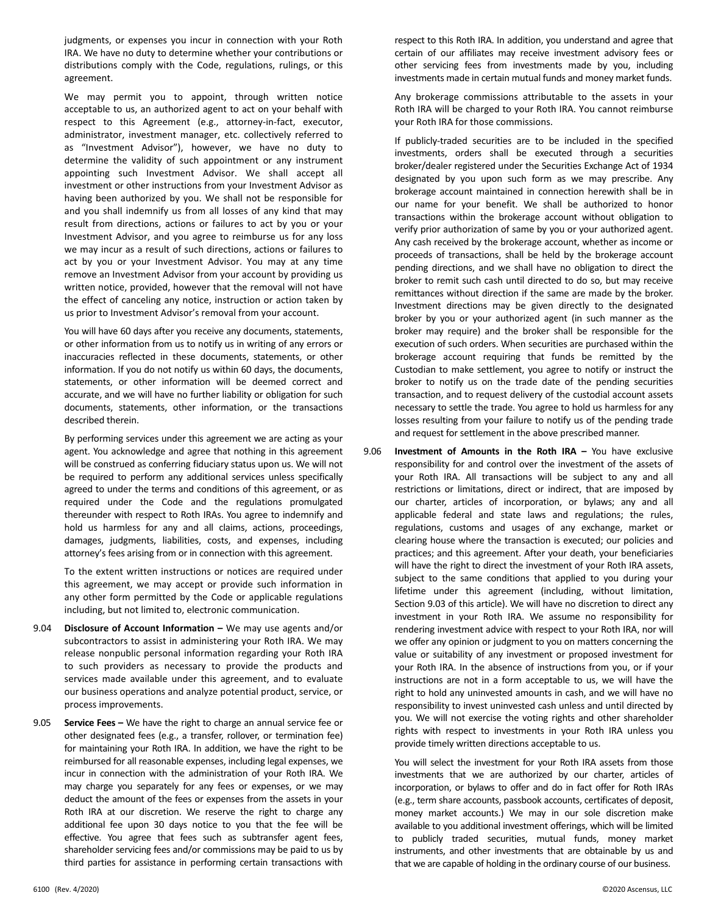judgments, or expenses you incur in connection with your Roth IRA. We have no duty to determine whether your contributions or distributions comply with the Code, regulations, rulings, or this agreement.

We may permit you to appoint, through written notice acceptable to us, an authorized agent to act on your behalf with respect to this Agreement (e.g., attorney-in-fact, executor, administrator, investment manager, etc. collectively referred to as "Investment Advisor"), however, we have no duty to determine the validity of such appointment or any instrument appointing such Investment Advisor. We shall accept all investment or other instructions from your Investment Advisor as having been authorized by you. We shall not be responsible for and you shall indemnify us from all losses of any kind that may result from directions, actions or failures to act by you or your Investment Advisor, and you agree to reimburse us for any loss we may incur as a result of such directions, actions or failures to act by you or your Investment Advisor. You may at any time remove an Investment Advisor from your account by providing us written notice, provided, however that the removal will not have the effect of canceling any notice, instruction or action taken by us prior to Investment Advisor's removal from your account.

You will have 60 days after you receive any documents, statements, or other information from us to notify us in writing of any errors or inaccuracies reflected in these documents, statements, or other information. If you do not notify us within 60 days, the documents, statements, or other information will be deemed correct and accurate, and we will have no further liability or obligation for such documents, statements, other information, or the transactions described therein.

By performing services under this agreement we are acting as your agent. You acknowledge and agree that nothing in this agreement will be construed as conferring fiduciary status upon us. We will not be required to perform any additional services unless specifically agreed to under the terms and conditions of this agreement, or as required under the Code and the regulations promulgated thereunder with respect to Roth IRAs. You agree to indemnify and hold us harmless for any and all claims, actions, proceedings, damages, judgments, liabilities, costs, and expenses, including attorney's fees arising from or in connection with this agreement.

To the extent written instructions or notices are required under this agreement, we may accept or provide such information in any other form permitted by the Code or applicable regulations including, but not limited to, electronic communication.

9.04 **Disclosure of Account Information –** We may use agents and/or subcontractors to assist in administering your Roth IRA. We may release nonpublic personal information regarding your Roth IRA to such providers as necessary to provide the products and services made available under this agreement, and to evaluate our business operations and analyze potential product, service, or process improvements.

9.05 **Service Fees –** We have the right to charge an annual service fee or other designated fees (e.g., a transfer, rollover, or termination fee) for maintaining your Roth IRA. In addition, we have the right to be reimbursed for all reasonable expenses, including legal expenses, we incur in connection with the administration of your Roth IRA. We may charge you separately for any fees or expenses, or we may deduct the amount of the fees or expenses from the assets in your Roth IRA at our discretion. We reserve the right to charge any additional fee upon 30 days notice to you that the fee will be effective. You agree that fees such as subtransfer agent fees, shareholder servicing fees and/or commissions may be paid to us by third parties for assistance in performing certain transactions with respect to this Roth IRA. In addition, you understand and agree that certain of our affiliates may receive investment advisory fees or other servicing fees from investments made by you, including investments made in certain mutual funds and money market funds.

Any brokerage commissions attributable to the assets in your Roth IRA will be charged to your Roth IRA. You cannot reimburse your Roth IRA for those commissions.

If publicly-traded securities are to be included in the specified investments, orders shall be executed through a securities broker/dealer registered under the Securities Exchange Act of 1934 designated by you upon such form as we may prescribe. Any brokerage account maintained in connection herewith shall be in our name for your benefit. We shall be authorized to honor transactions within the brokerage account without obligation to verify prior authorization of same by you or your authorized agent. Any cash received by the brokerage account, whether as income or proceeds of transactions, shall be held by the brokerage account pending directions, and we shall have no obligation to direct the broker to remit such cash until directed to do so, but may receive remittances without direction if the same are made by the broker. Investment directions may be given directly to the designated broker by you or your authorized agent (in such manner as the broker may require) and the broker shall be responsible for the execution of such orders. When securities are purchased within the brokerage account requiring that funds be remitted by the Custodian to make settlement, you agree to notify or instruct the broker to notify us on the trade date of the pending securities transaction, and to request delivery of the custodial account assets necessary to settle the trade. You agree to hold us harmless for any losses resulting from your failure to notify us of the pending trade and request for settlement in the above prescribed manner.

9.06 **Investment of Amounts in the Roth IRA –** You have exclusive responsibility for and control over the investment of the assets of your Roth IRA. All transactions will be subject to any and all restrictions or limitations, direct or indirect, that are imposed by our charter, articles of incorporation, or bylaws; any and all applicable federal and state laws and regulations; the rules, regulations, customs and usages of any exchange, market or clearing house where the transaction is executed; our policies and practices; and this agreement. After your death, your beneficiaries will have the right to direct the investment of your Roth IRA assets, subject to the same conditions that applied to you during your lifetime under this agreement (including, without limitation, Section 9.03 of this article). We will have no discretion to direct any investment in your Roth IRA. We assume no responsibility for rendering investment advice with respect to your Roth IRA, nor will we offer any opinion or judgment to you on matters concerning the value or suitability of any investment or proposed investment for your Roth IRA. In the absence of instructions from you, or if your instructions are not in a form acceptable to us, we will have the right to hold any uninvested amounts in cash, and we will have no responsibility to invest uninvested cash unless and until directed by you. We will not exercise the voting rights and other shareholder rights with respect to investments in your Roth IRA unless you provide timely written directions acceptable to us.

You will select the investment for your Roth IRA assets from those investments that we are authorized by our charter, articles of incorporation, or bylaws to offer and do in fact offer for Roth IRAs (e.g., term share accounts, passbook accounts, certificates of deposit, money market accounts.) We may in our sole discretion make available to you additional investment offerings, which will be limited to publicly traded securities, mutual funds, money market instruments, and other investments that are obtainable by us and that we are capable of holding in the ordinary course of our business.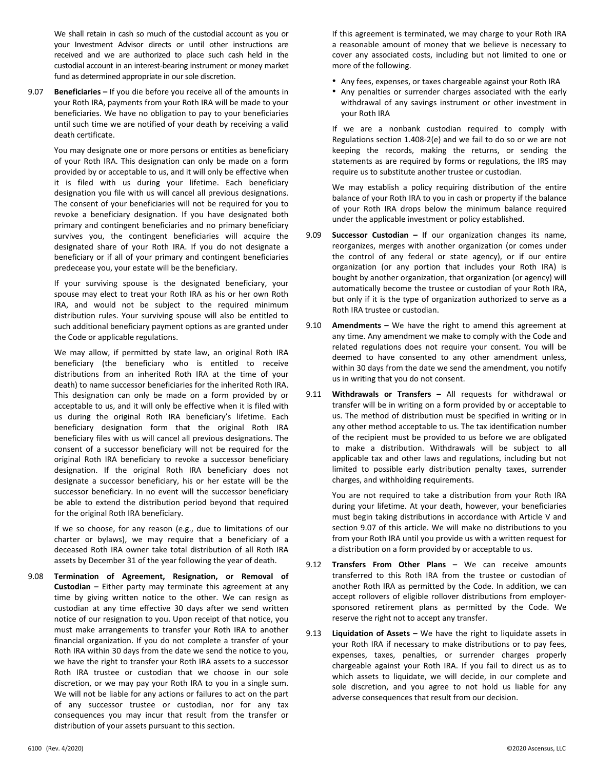We shall retain in cash so much of the custodial account as you or your Investment Advisor directs or until other instructions are received and we are authorized to place such cash held in the custodial account in an interest-bearing instrument or money market fund as determined appropriate in our sole discretion.

9.07 **Beneficiaries –** If you die before you receive all of the amounts in your Roth IRA, payments from your Roth IRA will be made to your beneficiaries. We have no obligation to pay to your beneficiaries until such time we are notified of your death by receiving a valid death certificate.

You may designate one or more persons or entities as beneficiary of your Roth IRA. This designation can only be made on a form provided by or acceptable to us, and it will only be effective when it is filed with us during your lifetime. Each beneficiary designation you file with us will cancel all previous designations. The consent of your beneficiaries will not be required for you to revoke a beneficiary designation. If you have designated both primary and contingent beneficiaries and no primary beneficiary survives you, the contingent beneficiaries will acquire the designated share of your Roth IRA. If you do not designate a beneficiary or if all of your primary and contingent beneficiaries predecease you, your estate will be the beneficiary.

If your surviving spouse is the designated beneficiary, your spouse may elect to treat your Roth IRA as his or her own Roth IRA, and would not be subject to the required minimum distribution rules. Your surviving spouse will also be entitled to such additional beneficiary payment options as are granted under the Code or applicable regulations.

We may allow, if permitted by state law, an original Roth IRA beneficiary (the beneficiary who is entitled to receive distributions from an inherited Roth IRA at the time of your death) to name successor beneficiaries for the inherited Roth IRA. This designation can only be made on a form provided by or acceptable to us, and it will only be effective when it is filed with us during the original Roth IRA beneficiary's lifetime. Each beneficiary designation form that the original Roth IRA beneficiary files with us will cancel all previous designations. The consent of a successor beneficiary will not be required for the original Roth IRA beneficiary to revoke a successor beneficiary designation. If the original Roth IRA beneficiary does not designate a successor beneficiary, his or her estate will be the successor beneficiary. In no event will the successor beneficiary be able to extend the distribution period beyond that required for the original Roth IRA beneficiary.

If we so choose, for any reason (e.g., due to limitations of our charter or bylaws), we may require that a beneficiary of a deceased Roth IRA owner take total distribution of all Roth IRA assets by December 31 of the year following the year of death.

9.08 **Termination of Agreement, Resignation, or Removal of Custodian –** Either party may terminate this agreement at any time by giving written notice to the other. We can resign as custodian at any time effective 30 days after we send written notice of our resignation to you. Upon receipt of that notice, you must make arrangements to transfer your Roth IRA to another financial organization. If you do not complete a transfer of your Roth IRA within 30 days from the date we send the notice to you, we have the right to transfer your Roth IRA assets to a successor Roth IRA trustee or custodian that we choose in our sole discretion, or we may pay your Roth IRA to you in a single sum. We will not be liable for any actions or failures to act on the part of any successor trustee or custodian, nor for any tax consequences you may incur that result from the transfer or distribution of your assets pursuant to this section.

If this agreement is terminated, we may charge to your Roth IRA a reasonable amount of money that we believe is necessary to cover any associated costs, including but not limited to one or more of the following.

- Any fees, expenses, or taxes chargeable against your Roth IRA
- Any penalties or surrender charges associated with the early withdrawal of any savings instrument or other investment in your Roth IRA

If we are a nonbank custodian required to comply with Regulations section 1.408-2(e) and we fail to do so or we are not keeping the records, making the returns, or sending the statements as are required by forms or regulations, the IRS may require us to substitute another trustee or custodian.

We may establish a policy requiring distribution of the entire balance of your Roth IRA to you in cash or property if the balance of your Roth IRA drops below the minimum balance required under the applicable investment or policy established.

9.09 **Successor Custodian –** If our organization changes its name, reorganizes, merges with another organization (or comes under the control of any federal or state agency), or if our entire organization (or any portion that includes your Roth IRA) is bought by another organization, that organization (or agency) will automatically become the trustee or custodian of your Roth IRA, but only if it is the type of organization authorized to serve as a Roth IRA trustee or custodian.

9.10 **Amendments –** We have the right to amend this agreement at any time. Any amendment we make to comply with the Code and related regulations does not require your consent. You will be deemed to have consented to any other amendment unless, within 30 days from the date we send the amendment, you notify us in writing that you do not consent.

9.11 **Withdrawals or Transfers –** All requests for withdrawal or transfer will be in writing on a form provided by or acceptable to us. The method of distribution must be specified in writing or in any other method acceptable to us. The tax identification number of the recipient must be provided to us before we are obligated to make a distribution. Withdrawals will be subject to all applicable tax and other laws and regulations, including but not limited to possible early distribution penalty taxes, surrender charges, and withholding requirements.

You are not required to take a distribution from your Roth IRA during your lifetime. At your death, however, your beneficiaries must begin taking distributions in accordance with Article V and section 9.07 of this article. We will make no distributions to you from your Roth IRA until you provide us with a written request for a distribution on a form provided by or acceptable to us.

9.12 **Transfers From Other Plans –** We can receive amounts transferred to this Roth IRA from the trustee or custodian of another Roth IRA as permitted by the Code. In addition, we can accept rollovers of eligible rollover distributions from employer-sponsored retirement plans as permitted by the Code. We reserve the right not to accept any transfer.

9.13 **Liquidation of Assets –** We have the right to liquidate assets in your Roth IRA if necessary to make distributions or to pay fees, expenses, taxes, penalties, or surrender charges properly chargeable against your Roth IRA. If you fail to direct us as to which assets to liquidate, we will decide, in our complete and sole discretion, and you agree to not hold us liable for any adverse consequences that result from our decision.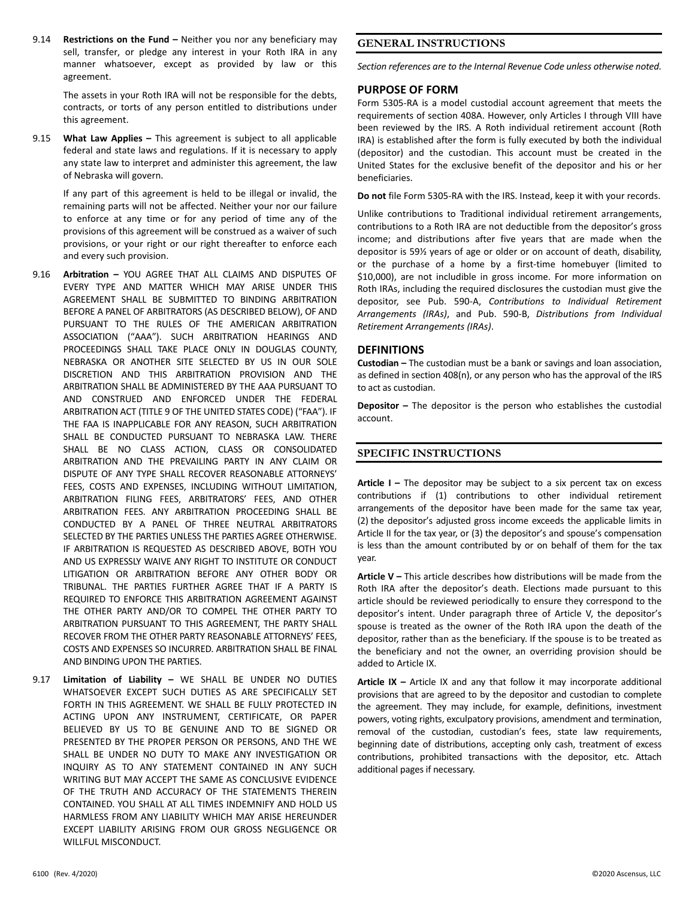9.14 **Restrictions on the Fund –** Neither you nor any beneficiary may sell, transfer, or pledge any interest in your Roth IRA in any manner whatsoever, except as provided by law or this agreement.

The assets in your Roth IRA will not be responsible for the debts, contracts, or torts of any person entitled to distributions under this agreement.

9.15 **What Law Applies –** This agreement is subject to all applicable federal and state laws and regulations. If it is necessary to apply any state law to interpret and administer this agreement, the law of Nebraska will govern.

If any part of this agreement is held to be illegal or invalid, the remaining parts will not be affected. Neither your nor our failure to enforce at any time or for any period of time any of the provisions of this agreement will be construed as a waiver of such provisions, or your right or our right thereafter to enforce each and every such provision.

9.16 **Arbitration –** YOU AGREE THAT ALL CLAIMS AND DISPUTES OF EVERY TYPE AND MATTER WHICH MAY ARISE UNDER THIS AGREEMENT SHALL BE SUBMITTED TO BINDING ARBITRATION BEFORE A PANEL OF ARBITRATORS (AS DESCRIBED BELOW), OF AND PURSUANT TO THE RULES OF THE AMERICAN ARBITRATION ASSOCIATION ("AAA"). SUCH ARBITRATION HEARINGS AND PROCEEDINGS SHALL TAKE PLACE ONLY IN DOUGLAS COUNTY, NEBRASKA OR ANOTHER SITE SELECTED BY US IN OUR SOLE DISCRETION AND THIS ARBITRATION PROVISION AND THE ARBITRATION SHALL BE ADMINISTERED BY THE AAA PURSUANT TO AND CONSTRUED AND ENFORCED UNDER THE FEDERAL ARBITRATION ACT (TITLE 9 OF THE UNITED STATES CODE) ("FAA"). IF THE FAA IS INAPPLICABLE FOR ANY REASON, SUCH ARBITRATION SHALL BE CONDUCTED PURSUANT TO NEBRASKA LAW. THERE SHALL BE NO CLASS ACTION, CLASS OR CONSOLIDATED ARBITRATION AND THE PREVAILING PARTY IN ANY CLAIM OR DISPUTE OF ANY TYPE SHALL RECOVER REASONABLE ATTORNEYS' FEES, COSTS AND EXPENSES, INCLUDING WITHOUT LIMITATION, ARBITRATION FILING FEES, ARBITRATORS' FEES, AND OTHER ARBITRATION FEES. ANY ARBITRATION PROCEEDING SHALL BE CONDUCTED BY A PANEL OF THREE NEUTRAL ARBITRATORS SELECTED BY THE PARTIES UNLESS THE PARTIES AGREE OTHERWISE. IF ARBITRATION IS REQUESTED AS DESCRIBED ABOVE, BOTH YOU AND US EXPRESSLY WAIVE ANY RIGHT TO INSTITUTE OR CONDUCT LITIGATION OR ARBITRATION BEFORE ANY OTHER BODY OR TRIBUNAL. THE PARTIES FURTHER AGREE THAT IF A PARTY IS REQUIRED TO ENFORCE THIS ARBITRATION AGREEMENT AGAINST THE OTHER PARTY AND/OR TO COMPEL THE OTHER PARTY TO ARBITRATION PURSUANT TO THIS AGREEMENT, THE PARTY SHALL RECOVER FROM THE OTHER PARTY REASONABLE ATTORNEYS' FEES, COSTS AND EXPENSES SO INCURRED. ARBITRATION SHALL BE FINAL AND BINDING UPON THE PARTIES.

9.17 **Limitation of Liability –** WE SHALL BE UNDER NO DUTIES WHATSOEVER EXCEPT SUCH DUTIES AS ARE SPECIFICALLY SET FORTH IN THIS AGREEMENT. WE SHALL BE FULLY PROTECTED IN ACTING UPON ANY INSTRUMENT, CERTIFICATE, OR PAPER BELIEVED BY US TO BE GENUINE AND TO BE SIGNED OR PRESENTED BY THE PROPER PERSON OR PERSONS, AND THE WE SHALL BE UNDER NO DUTY TO MAKE ANY INVESTIGATION OR INQUIRY AS TO ANY STATEMENT CONTAINED IN ANY SUCH WRITING BUT MAY ACCEPT THE SAME AS CONCLUSIVE EVIDENCE OF THE TRUTH AND ACCURACY OF THE STATEMENTS THEREIN CONTAINED. YOU SHALL AT ALL TIMES INDEMNIFY AND HOLD US HARMLESS FROM ANY LIABILITY WHICH MAY ARISE HEREUNDER EXCEPT LIABILITY ARISING FROM OUR GROSS NEGLIGENCE OR WILLFUL MISCONDUCT.

## GENERAL INSTRUCTIONS

*Section references are to the Internal Revenue Code unless otherwise noted.*

### PURPOSE OF FORM

Form 5305-RA is a model custodial account agreement that meets the requirements of section 408A. However, only Articles I through VIII have been reviewed by the IRS. A Roth individual retirement account (Roth IRA) is established after the form is fully executed by both the individual (depositor) and the custodian. This account must be created in the United States for the exclusive benefit of the depositor and his or her beneficiaries.

**Do not** file Form 5305-RA with the IRS. Instead, keep it with your records.

Unlike contributions to Traditional individual retirement arrangements, contributions to a Roth IRA are not deductible from the depositor's gross income; and distributions after five years that are made when the depositor is 59½ years of age or older or on account of death, disability, or the purchase of a home by a first-time homebuyer (limited to $10,000), are not includible in gross income. For more information on Roth IRAs, including the required disclosures the custodian must give the depositor, see Pub. 590-A, *Contributions to Individual Retirement Arrangements (IRAs)*, and Pub. 590-B, *Distributions from Individual Retirement Arrangements (IRAs)*.

### DEFINITIONS

**Custodian –** The custodian must be a bank or savings and loan association, as defined in section 408(n), or any person who has the approval of the IRS to act as custodian.

**Depositor –** The depositor is the person who establishes the custodial account.

## SPECIFIC INSTRUCTIONS

**Article I –** The depositor may be subject to a six percent tax on excess contributions if (1) contributions to other individual retirement arrangements of the depositor have been made for the same tax year, (2) the depositor's adjusted gross income exceeds the applicable limits in Article II for the tax year, or (3) the depositor's and spouse's compensation is less than the amount contributed by or on behalf of them for the tax year.

**Article V –** This article describes how distributions will be made from the Roth IRA after the depositor's death. Elections made pursuant to this article should be reviewed periodically to ensure they correspond to the depositor's intent. Under paragraph three of Article V, the depositor's spouse is treated as the owner of the Roth IRA upon the death of the depositor, rather than as the beneficiary. If the spouse is to be treated as the beneficiary and not the owner, an overriding provision should be added to Article IX.

**Article IX –** Article IX and any that follow it may incorporate additional provisions that are agreed to by the depositor and custodian to complete the agreement. They may include, for example, definitions, investment powers, voting rights, exculpatory provisions, amendment and termination, removal of the custodian, custodian's fees, state law requirements, beginning date of distributions, accepting only cash, treatment of excess contributions, prohibited transactions with the depositor, etc. Attach additional pages if necessary.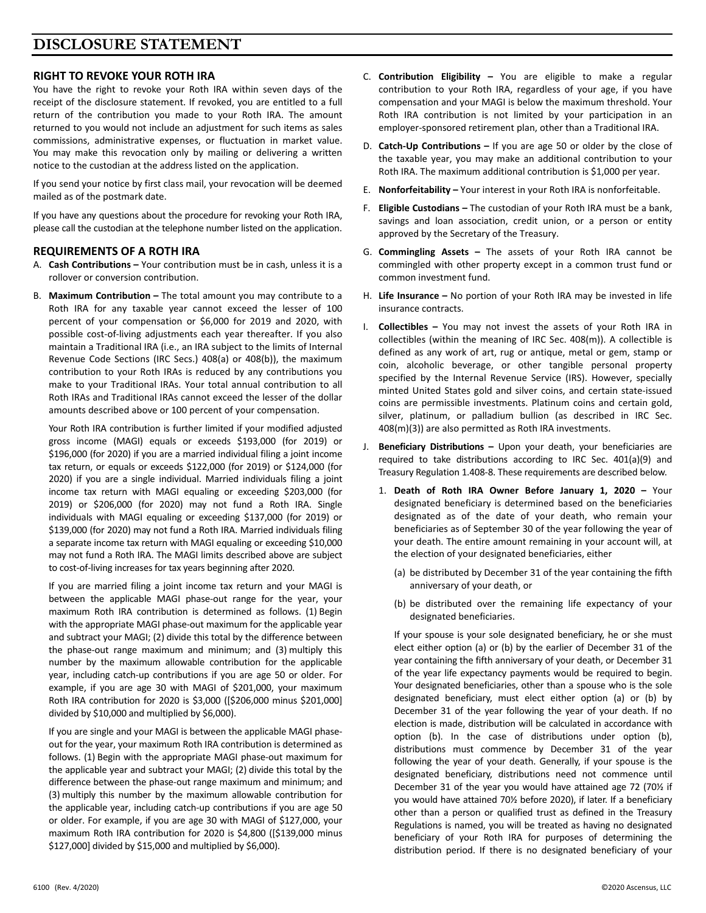# DISCLOSURE STATEMENT

## RIGHT TO REVOKE YOUR ROTH IRA

You have the right to revoke your Roth IRA within seven days of the receipt of the disclosure statement. If revoked, you are entitled to a full return of the contribution you made to your Roth IRA. The amount returned to you would not include an adjustment for such items as sales commissions, administrative expenses, or fluctuation in market value. You may make this revocation only by mailing or delivering a written notice to the custodian at the address listed on the application.

If you send your notice by first class mail, your revocation will be deemed mailed as of the postmark date.

If you have any questions about the procedure for revoking your Roth IRA, please call the custodian at the telephone number listed on the application.

## REQUIREMENTS OF A ROTH IRA

A. **Cash Contributions –** Your contribution must be in cash, unless it is a rollover or conversion contribution.

B. **Maximum Contribution –** The total amount you may contribute to a Roth IRA for any taxable year cannot exceed the lesser of 100 percent of your compensation or $6,000 for 2019 and 2020, with possible cost-of-living adjustments each year thereafter. If you also maintain a Traditional IRA (i.e., an IRA subject to the limits of Internal Revenue Code Sections (IRC Secs.) 408(a) or 408(b)), the maximum contribution to your Roth IRAs is reduced by any contributions you make to your Traditional IRAs. Your total annual contribution to all Roth IRAs and Traditional IRAs cannot exceed the lesser of the dollar amounts described above or 100 percent of your compensation.

   Your Roth IRA contribution is further limited if your modified adjusted gross income (MAGI) equals or exceeds $193,000 (for 2019) or $196,000 (for 2020) if you are a married individual filing a joint income tax return, or equals or exceeds $122,000 (for 2019) or $124,000 (for 2020) if you are a single individual. Married individuals filing a joint income tax return with MAGI equaling or exceeding $203,000 (for 2019) or $206,000 (for 2020) may not fund a Roth IRA. Single individuals with MAGI equaling or exceeding $137,000 (for 2019) or $139,000 (for 2020) may not fund a Roth IRA. Married individuals filing a separate income tax return with MAGI equaling or exceeding $10,000 may not fund a Roth IRA. The MAGI limits described above are subject to cost-of-living increases for tax years beginning after 2020.

   If you are married filing a joint income tax return and your MAGI is between the applicable MAGI phase-out range for the year, your maximum Roth IRA contribution is determined as follows. (1) Begin with the appropriate MAGI phase-out maximum for the applicable year and subtract your MAGI; (2) divide this total by the difference between the phase-out range maximum and minimum; and (3) multiply this number by the maximum allowable contribution for the applicable year, including catch-up contributions if you are age 50 or older. For example, if you are age 30 with MAGI of $201,000, your maximum Roth IRA contribution for 2020 is $3,000 ([$206,000 minus $201,000] divided by $10,000 and multiplied by $6,000).

   If you are single and your MAGI is between the applicable MAGI phase-out for the year, your maximum Roth IRA contribution is determined as follows. (1) Begin with the appropriate MAGI phase-out maximum for the applicable year and subtract your MAGI; (2) divide this total by the difference between the phase-out range maximum and minimum; and (3) multiply this number by the maximum allowable contribution for the applicable year, including catch-up contributions if you are age 50 or older. For example, if you are age 30 with MAGI of $127,000, your maximum Roth IRA contribution for 2020 is $4,800 ([$139,000 minus $127,000] divided by $15,000 and multiplied by $6,000).

C. **Contribution Eligibility –** You are eligible to make a regular contribution to your Roth IRA, regardless of your age, if you have compensation and your MAGI is below the maximum threshold. Your Roth IRA contribution is not limited by your participation in an employer-sponsored retirement plan, other than a Traditional IRA.

D. **Catch-Up Contributions –** If you are age 50 or older by the close of the taxable year, you may make an additional contribution to your Roth IRA. The maximum additional contribution is $1,000 per year.

E. **Nonforfeitability –** Your interest in your Roth IRA is nonforfeitable.

F. **Eligible Custodians –** The custodian of your Roth IRA must be a bank, savings and loan association, credit union, or a person or entity approved by the Secretary of the Treasury.

G. **Commingling Assets –** The assets of your Roth IRA cannot be commingled with other property except in a common trust fund or common investment fund.

H. **Life Insurance –** No portion of your Roth IRA may be invested in life insurance contracts.

I. **Collectibles –** You may not invest the assets of your Roth IRA in collectibles (within the meaning of IRC Sec. 408(m)). A collectible is defined as any work of art, rug or antique, metal or gem, stamp or coin, alcoholic beverage, or other tangible personal property specified by the Internal Revenue Service (IRS). However, specially minted United States gold and silver coins, and certain state-issued coins are permissible investments. Platinum coins and certain gold, silver, platinum, or palladium bullion (as described in IRC Sec. 408(m)(3)) are also permitted as Roth IRA investments.

J. **Beneficiary Distributions –** Upon your death, your beneficiaries are required to take distributions according to IRC Sec. 401(a)(9) and Treasury Regulation 1.408-8. These requirements are described below.

   1. **Death of Roth IRA Owner Before January 1, 2020 –** Your designated beneficiary is determined based on the beneficiaries designated as of the date of your death, who remain your beneficiaries as of September 30 of the year following the year of your death. The entire amount remaining in your account will, at the election of your designated beneficiaries, either

      (a) be distributed by December 31 of the year containing the fifth anniversary of your death, or

      (b) be distributed over the remaining life expectancy of your designated beneficiaries.

      If your spouse is your sole designated beneficiary, he or she must elect either option (a) or (b) by the earlier of December 31 of the year containing the fifth anniversary of your death, or December 31 of the year life expectancy payments would be required to begin. Your designated beneficiaries, other than a spouse who is the sole designated beneficiary, must elect either option (a) or (b) by December 31 of the year following the year of your death. If no election is made, distribution will be calculated in accordance with option (b). In the case of distributions under option (b), distributions must commence by December 31 of the year following the year of your death. Generally, if your spouse is the designated beneficiary, distributions need not commence until December 31 of the year you would have attained age 72 (70½ if you would have attained 70½ before 2020), if later. If a beneficiary other than a person or qualified trust as defined in the Treasury Regulations is named, you will be treated as having no designated beneficiary of your Roth IRA for purposes of determining the distribution period. If there is no designated beneficiary of your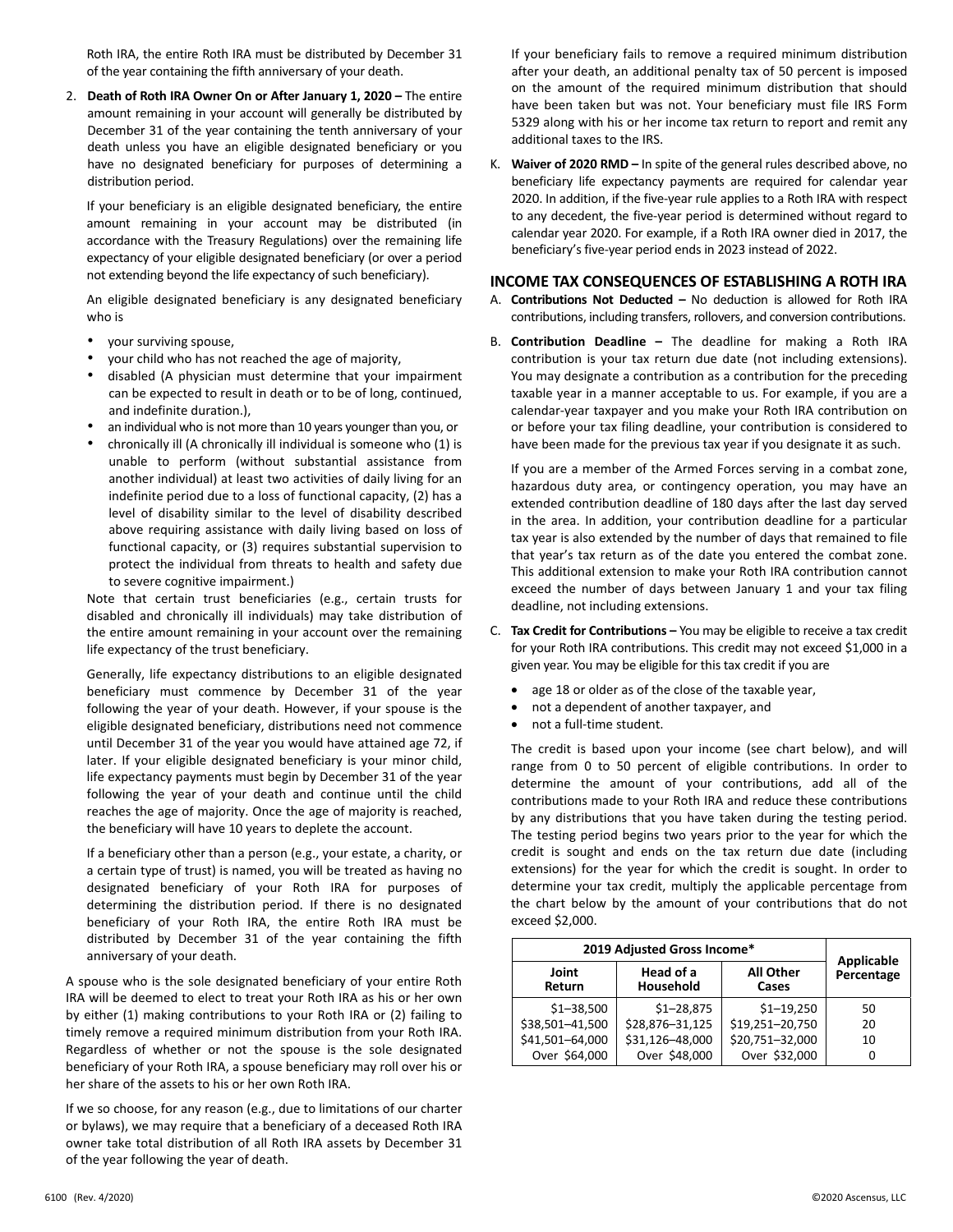Roth IRA, the entire Roth IRA must be distributed by December 31 of the year containing the fifth anniversary of your death.

2. **Death of Roth IRA Owner On or After January 1, 2020 –** The entire amount remaining in your account will generally be distributed by December 31 of the year containing the tenth anniversary of your death unless you have an eligible designated beneficiary or you have no designated beneficiary for purposes of determining a distribution period.

   If your beneficiary is an eligible designated beneficiary, the entire amount remaining in your account may be distributed (in accordance with the Treasury Regulations) over the remaining life expectancy of your eligible designated beneficiary (or over a period not extending beyond the life expectancy of such beneficiary).

   An eligible designated beneficiary is any designated beneficiary who is

   - your surviving spouse,
   - your child who has not reached the age of majority,
   - disabled (A physician must determine that your impairment can be expected to result in death or to be of long, continued, and indefinite duration.),
   - an individual who is not more than 10 years younger than you, or
   - chronically ill (A chronically ill individual is someone who (1) is unable to perform (without substantial assistance from another individual) at least two activities of daily living for an indefinite period due to a loss of functional capacity, (2) has a level of disability similar to the level of disability described above requiring assistance with daily living based on loss of functional capacity, or (3) requires substantial supervision to protect the individual from threats to health and safety due to severe cognitive impairment.)

   Note that certain trust beneficiaries (e.g., certain trusts for disabled and chronically ill individuals) may take distribution of the entire amount remaining in your account over the remaining life expectancy of the trust beneficiary.

   Generally, life expectancy distributions to an eligible designated beneficiary must commence by December 31 of the year following the year of your death. However, if your spouse is the eligible designated beneficiary, distributions need not commence until December 31 of the year you would have attained age 72, if later. If your eligible designated beneficiary is your minor child, life expectancy payments must begin by December 31 of the year following the year of your death and continue until the child reaches the age of majority. Once the age of majority is reached, the beneficiary will have 10 years to deplete the account.

   If a beneficiary other than a person (e.g., your estate, a charity, or a certain type of trust) is named, you will be treated as having no designated beneficiary of your Roth IRA for purposes of determining the distribution period. If there is no designated beneficiary of your Roth IRA, the entire Roth IRA must be distributed by December 31 of the year containing the fifth anniversary of your death.

A spouse who is the sole designated beneficiary of your entire Roth IRA will be deemed to elect to treat your Roth IRA as his or her own by either (1) making contributions to your Roth IRA or (2) failing to timely remove a required minimum distribution from your Roth IRA. Regardless of whether or not the spouse is the sole designated beneficiary of your Roth IRA, a spouse beneficiary may roll over his or her share of the assets to his or her own Roth IRA.

If we so choose, for any reason (e.g., due to limitations of our charter or bylaws), we may require that a beneficiary of a deceased Roth IRA owner take total distribution of all Roth IRA assets by December 31 of the year following the year of death.

If your beneficiary fails to remove a required minimum distribution after your death, an additional penalty tax of 50 percent is imposed on the amount of the required minimum distribution that should have been taken but was not. Your beneficiary must file IRS Form 5329 along with his or her income tax return to report and remit any additional taxes to the IRS.

K. **Waiver of 2020 RMD –** In spite of the general rules described above, no beneficiary life expectancy payments are required for calendar year 2020. In addition, if the five-year rule applies to a Roth IRA with respect to any decedent, the five-year period is determined without regard to calendar year 2020. For example, if a Roth IRA owner died in 2017, the beneficiary's five-year period ends in 2023 instead of 2022.

## INCOME TAX CONSEQUENCES OF ESTABLISHING A ROTH IRA

A. **Contributions Not Deducted –** No deduction is allowed for Roth IRA contributions, including transfers, rollovers, and conversion contributions.

B. **Contribution Deadline –** The deadline for making a Roth IRA contribution is your tax return due date (not including extensions). You may designate a contribution as a contribution for the preceding taxable year in a manner acceptable to us. For example, if you are a calendar-year taxpayer and you make your Roth IRA contribution on or before your tax filing deadline, your contribution is considered to have been made for the previous tax year if you designate it as such.

   If you are a member of the Armed Forces serving in a combat zone, hazardous duty area, or contingency operation, you may have an extended contribution deadline of 180 days after the last day served in the area. In addition, your contribution deadline for a particular tax year is also extended by the number of days that remained to file that year's tax return as of the date you entered the combat zone. This additional extension to make your Roth IRA contribution cannot exceed the number of days between January 1 and your tax filing deadline, not including extensions.

C. **Tax Credit for Contributions –** You may be eligible to receive a tax credit for your Roth IRA contributions. This credit may not exceed $1,000 in a given year. You may be eligible for this tax credit if you are

   - age 18 or older as of the close of the taxable year,
   - not a dependent of another taxpayer, and
   - not a full-time student.

   The credit is based upon your income (see chart below), and will range from 0 to 50 percent of eligible contributions. In order to determine the amount of your contributions, add all of the contributions made to your Roth IRA and reduce these contributions by any distributions that you have taken during the testing period. The testing period begins two years prior to the year for which the credit is sought and ends on the tax return due date (including extensions) for the year for which the credit is sought. In order to determine your tax credit, multiply the applicable percentage from the chart below by the amount of your contributions that do not exceed $2,000.

| 2019 Adjusted Gross Income* | | | Applicable Percentage |
|---|---|---|---|
| Joint Return | Head of a Household | All Other Cases | |
| $1–38,500 | $1–28,875 | $1–19,250 | 50 |
| $38,501–41,500 | $28,876–31,125 | $19,251–20,750 | 20 |
| $41,501–64,000 | $31,126–48,000 | $20,751–32,000 | 10 |
| Over $64,000 | Over $48,000 | Over $32,000 | 0 |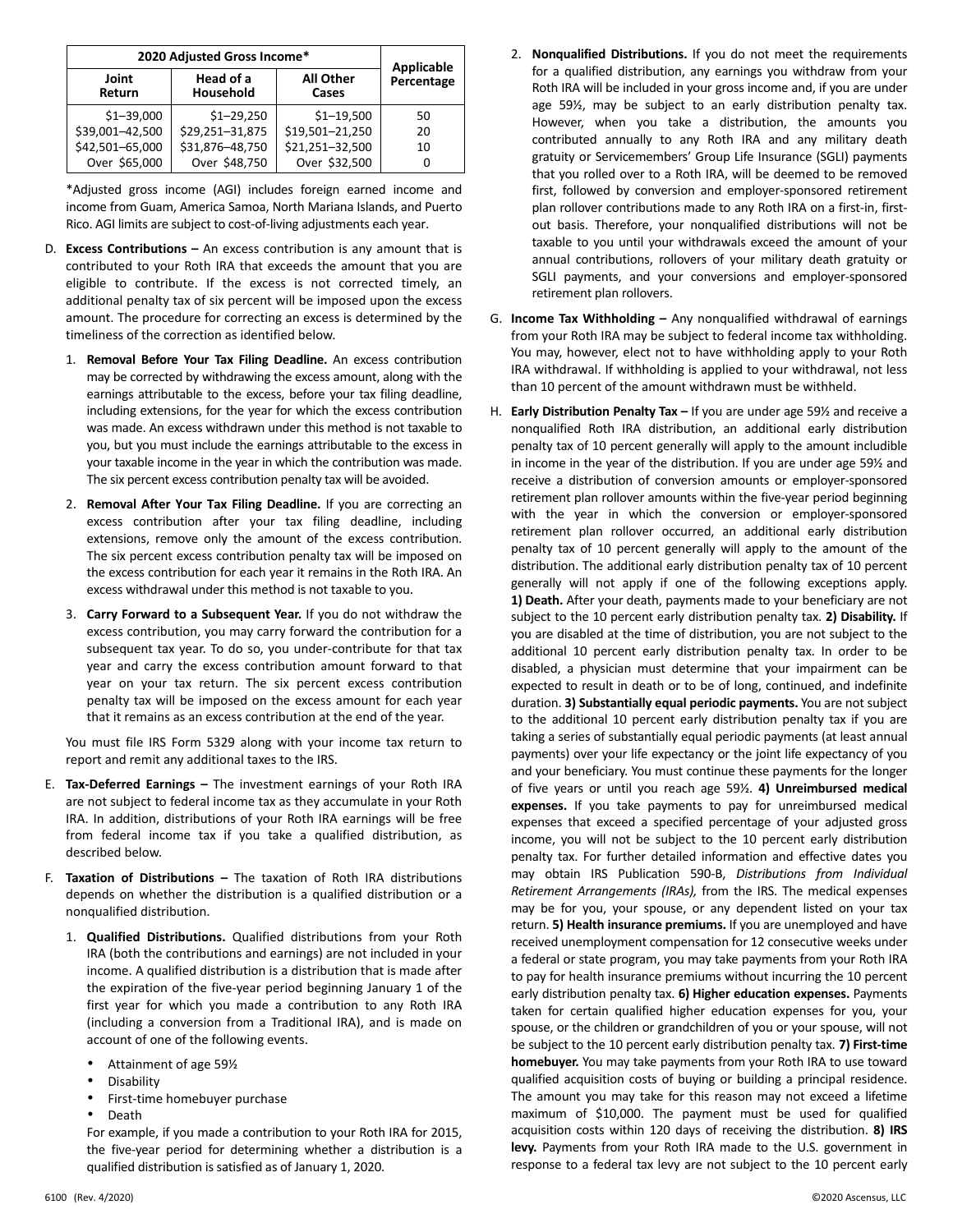| 2020 Adjusted Gross Income* | | | Applicable Percentage |
|---|---|---|---|
| Joint Return | Head of a Household | All Other Cases | |
| $1–39,000 | $1–29,250 | $1–19,500 | 50 |
| $39,001–42,500 | $29,251–31,875 | $19,501–21,250 | 20 |
| $42,501–65,000 | $31,876–48,750 | $21,251–32,500 | 10 |
| Over $65,000 | Over $48,750 | Over $32,500 | 0 |

*Adjusted gross income (AGI) includes foreign earned income and income from Guam, America Samoa, North Mariana Islands, and Puerto Rico. AGI limits are subject to cost-of-living adjustments each year.

D. **Excess Contributions –** An excess contribution is any amount that is contributed to your Roth IRA that exceeds the amount that you are eligible to contribute. If the excess is not corrected timely, an additional penalty tax of six percent will be imposed upon the excess amount. The procedure for correcting an excess is determined by the timeliness of the correction as identified below.

   1. **Removal Before Your Tax Filing Deadline.** An excess contribution may be corrected by withdrawing the excess amount, along with the earnings attributable to the excess, before your tax filing deadline, including extensions, for the year for which the excess contribution was made. An excess withdrawn under this method is not taxable to you, but you must include the earnings attributable to the excess in your taxable income in the year in which the contribution was made. The six percent excess contribution penalty tax will be avoided.

   2. **Removal After Your Tax Filing Deadline.** If you are correcting an excess contribution after your tax filing deadline, including extensions, remove only the amount of the excess contribution. The six percent excess contribution penalty tax will be imposed on the excess contribution for each year it remains in the Roth IRA. An excess withdrawal under this method is not taxable to you.

   3. **Carry Forward to a Subsequent Year.** If you do not withdraw the excess contribution, you may carry forward the contribution for a subsequent tax year. To do so, you under-contribute for that tax year and carry the excess contribution amount forward to that year on your tax return. The six percent excess contribution penalty tax will be imposed on the excess amount for each year that it remains as an excess contribution at the end of the year.

   You must file IRS Form 5329 along with your income tax return to report and remit any additional taxes to the IRS.

E. **Tax-Deferred Earnings –** The investment earnings of your Roth IRA are not subject to federal income tax as they accumulate in your Roth IRA. In addition, distributions of your Roth IRA earnings will be free from federal income tax if you take a qualified distribution, as described below.

F. **Taxation of Distributions –** The taxation of Roth IRA distributions depends on whether the distribution is a qualified distribution or a nonqualified distribution.

   1. **Qualified Distributions.** Qualified distributions from your Roth IRA (both the contributions and earnings) are not included in your income. A qualified distribution is a distribution that is made after the expiration of the five-year period beginning January 1 of the first year for which you made a contribution to any Roth IRA (including a conversion from a Traditional IRA), and is made on account of one of the following events.

      - Attainment of age 59½
      - Disability
      - First-time homebuyer purchase
      - Death

      For example, if you made a contribution to your Roth IRA for 2015, the five-year period for determining whether a distribution is a qualified distribution is satisfied as of January 1, 2020.

   2. **Nonqualified Distributions.** If you do not meet the requirements for a qualified distribution, any earnings you withdraw from your Roth IRA will be included in your gross income and, if you are under age 59½, may be subject to an early distribution penalty tax. However, when you take a distribution, the amounts you contributed annually to any Roth IRA and any military death gratuity or Servicemembers' Group Life Insurance (SGLI) payments that you rolled over to a Roth IRA, will be deemed to be removed first, followed by conversion and employer-sponsored retirement plan rollover contributions made to any Roth IRA on a first-in, first-out basis. Therefore, your nonqualified distributions will not be taxable to you until your withdrawals exceed the amount of your annual contributions, rollovers of your military death gratuity or SGLI payments, and your conversions and employer-sponsored retirement plan rollovers.

G. **Income Tax Withholding –** Any nonqualified withdrawal of earnings from your Roth IRA may be subject to federal income tax withholding. You may, however, elect not to have withholding apply to your Roth IRA withdrawal. If withholding is applied to your withdrawal, not less than 10 percent of the amount withdrawn must be withheld.

H. **Early Distribution Penalty Tax –** If you are under age 59½ and receive a nonqualified Roth IRA distribution, an additional early distribution penalty tax of 10 percent generally will apply to the amount includible in income in the year of the distribution. If you are under age 59½ and receive a distribution of conversion amounts or employer-sponsored retirement plan rollover amounts within the five-year period beginning with the year in which the conversion or employer-sponsored retirement plan rollover occurred, an additional early distribution penalty tax of 10 percent generally will apply to the amount of the distribution. The additional early distribution penalty tax of 10 percent generally will not apply if one of the following exceptions apply. **1) Death.** After your death, payments made to your beneficiary are not subject to the 10 percent early distribution penalty tax. **2) Disability.** If you are disabled at the time of distribution, you are not subject to the additional 10 percent early distribution penalty tax. In order to be disabled, a physician must determine that your impairment can be expected to result in death or to be of long, continued, and indefinite duration. **3) Substantially equal periodic payments.** You are not subject to the additional 10 percent early distribution penalty tax if you are taking a series of substantially equal periodic payments (at least annual payments) over your life expectancy or the joint life expectancy of you and your beneficiary. You must continue these payments for the longer of five years or until you reach age 59½. **4) Unreimbursed medical expenses.** If you take payments to pay for unreimbursed medical expenses that exceed a specified percentage of your adjusted gross income, you will not be subject to the 10 percent early distribution penalty tax. For further detailed information and effective dates you may obtain IRS Publication 590-B, *Distributions from Individual Retirement Arrangements (IRAs),* from the IRS. The medical expenses may be for you, your spouse, or any dependent listed on your tax return. **5) Health insurance premiums.** If you are unemployed and have received unemployment compensation for 12 consecutive weeks under a federal or state program, you may take payments from your Roth IRA to pay for health insurance premiums without incurring the 10 percent early distribution penalty tax. **6) Higher education expenses.** Payments taken for certain qualified higher education expenses for you, your spouse, or the children or grandchildren of you or your spouse, will not be subject to the 10 percent early distribution penalty tax. **7) First-time homebuyer.** You may take payments from your Roth IRA to use toward qualified acquisition costs of buying or building a principal residence. The amount you may take for this reason may not exceed a lifetime maximum of $10,000. The payment must be used for qualified acquisition costs within 120 days of receiving the distribution. **8) IRS levy.** Payments from your Roth IRA made to the U.S. government in response to a federal tax levy are not subject to the 10 percent early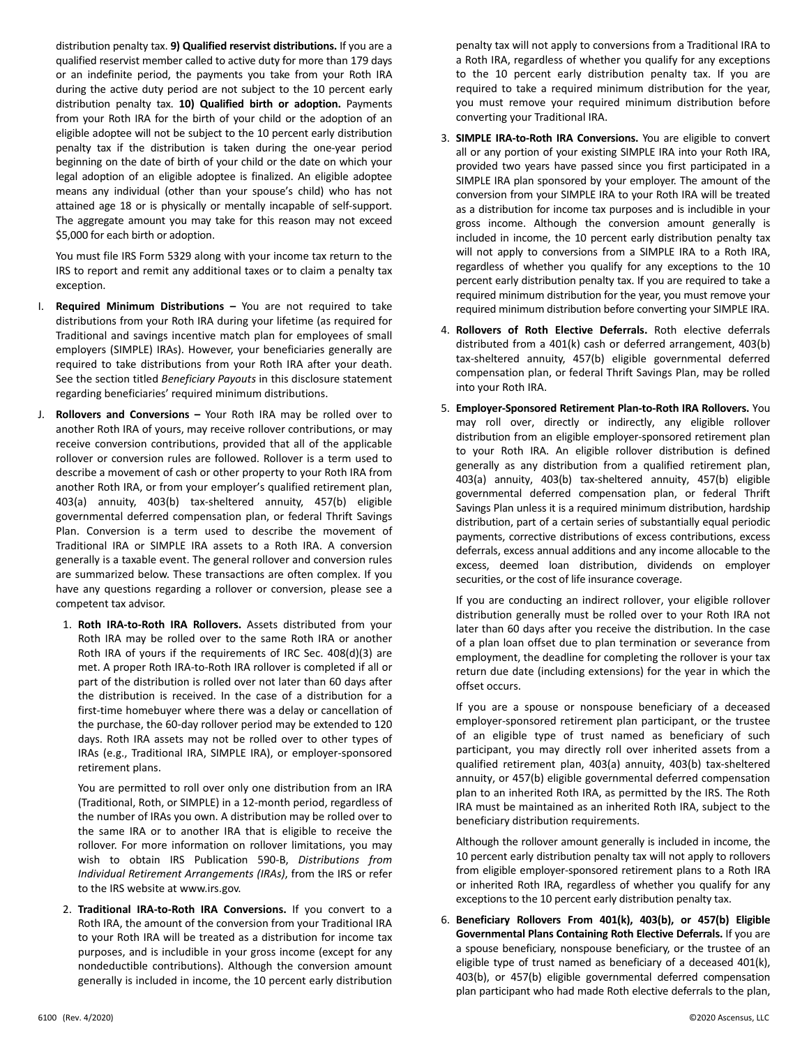distribution penalty tax. **9) Qualified reservist distributions.** If you are a qualified reservist member called to active duty for more than 179 days or an indefinite period, the payments you take from your Roth IRA during the active duty period are not subject to the 10 percent early distribution penalty tax. **10) Qualified birth or adoption.** Payments from your Roth IRA for the birth of your child or the adoption of an eligible adoptee will not be subject to the 10 percent early distribution penalty tax if the distribution is taken during the one-year period beginning on the date of birth of your child or the date on which your legal adoption of an eligible adoptee is finalized. An eligible adoptee means any individual (other than your spouse's child) who has not attained age 18 or is physically or mentally incapable of self-support. The aggregate amount you may take for this reason may not exceed $5,000 for each birth or adoption.

You must file IRS Form 5329 along with your income tax return to the IRS to report and remit any additional taxes or to claim a penalty tax exception.

I. **Required Minimum Distributions –** You are not required to take distributions from your Roth IRA during your lifetime (as required for Traditional and savings incentive match plan for employees of small employers (SIMPLE) IRAs). However, your beneficiaries generally are required to take distributions from your Roth IRA after your death. See the section titled *Beneficiary Payouts* in this disclosure statement regarding beneficiaries' required minimum distributions.

J. **Rollovers and Conversions –** Your Roth IRA may be rolled over to another Roth IRA of yours, may receive rollover contributions, or may receive conversion contributions, provided that all of the applicable rollover or conversion rules are followed. Rollover is a term used to describe a movement of cash or other property to your Roth IRA from another Roth IRA, or from your employer's qualified retirement plan, 403(a) annuity, 403(b) tax-sheltered annuity, 457(b) eligible governmental deferred compensation plan, or federal Thrift Savings Plan. Conversion is a term used to describe the movement of Traditional IRA or SIMPLE IRA assets to a Roth IRA. A conversion generally is a taxable event. The general rollover and conversion rules are summarized below. These transactions are often complex. If you have any questions regarding a rollover or conversion, please see a competent tax advisor.

1. **Roth IRA-to-Roth IRA Rollovers.** Assets distributed from your Roth IRA may be rolled over to the same Roth IRA or another Roth IRA of yours if the requirements of IRC Sec. 408(d)(3) are met. A proper Roth IRA-to-Roth IRA rollover is completed if all or part of the distribution is rolled over not later than 60 days after the distribution is received. In the case of a distribution for a first-time homebuyer where there was a delay or cancellation of the purchase, the 60-day rollover period may be extended to 120 days. Roth IRA assets may not be rolled over to other types of IRAs (e.g., Traditional IRA, SIMPLE IRA), or employer-sponsored retirement plans.

   You are permitted to roll over only one distribution from an IRA (Traditional, Roth, or SIMPLE) in a 12-month period, regardless of the number of IRAs you own. A distribution may be rolled over to the same IRA or to another IRA that is eligible to receive the rollover. For more information on rollover limitations, you may wish to obtain IRS Publication 590-B, *Distributions from Individual Retirement Arrangements (IRAs)*, from the IRS or refer to the IRS website at www.irs.gov.

2. **Traditional IRA-to-Roth IRA Conversions.** If you convert to a Roth IRA, the amount of the conversion from your Traditional IRA to your Roth IRA will be treated as a distribution for income tax purposes, and is includible in your gross income (except for any nondeductible contributions). Although the conversion amount generally is included in income, the 10 percent early distribution penalty tax will not apply to conversions from a Traditional IRA to a Roth IRA, regardless of whether you qualify for any exceptions to the 10 percent early distribution penalty tax. If you are required to take a required minimum distribution for the year, you must remove your required minimum distribution before converting your Traditional IRA.

3. **SIMPLE IRA-to-Roth IRA Conversions.** You are eligible to convert all or any portion of your existing SIMPLE IRA into your Roth IRA, provided two years have passed since you first participated in a SIMPLE IRA plan sponsored by your employer. The amount of the conversion from your SIMPLE IRA to your Roth IRA will be treated as a distribution for income tax purposes and is includible in your gross income. Although the conversion amount generally is included in income, the 10 percent early distribution penalty tax will not apply to conversions from a SIMPLE IRA to a Roth IRA, regardless of whether you qualify for any exceptions to the 10 percent early distribution penalty tax. If you are required to take a required minimum distribution for the year, you must remove your required minimum distribution before converting your SIMPLE IRA.

4. **Rollovers of Roth Elective Deferrals.** Roth elective deferrals distributed from a 401(k) cash or deferred arrangement, 403(b) tax-sheltered annuity, 457(b) eligible governmental deferred compensation plan, or federal Thrift Savings Plan, may be rolled into your Roth IRA.

5. **Employer-Sponsored Retirement Plan-to-Roth IRA Rollovers.** You may roll over, directly or indirectly, any eligible rollover distribution from an eligible employer-sponsored retirement plan to your Roth IRA. An eligible rollover distribution is defined generally as any distribution from a qualified retirement plan, 403(a) annuity, 403(b) tax-sheltered annuity, 457(b) eligible governmental deferred compensation plan, or federal Thrift Savings Plan unless it is a required minimum distribution, hardship distribution, part of a certain series of substantially equal periodic payments, corrective distributions of excess contributions, excess deferrals, excess annual additions and any income allocable to the excess, deemed loan distribution, dividends on employer securities, or the cost of life insurance coverage.

   If you are conducting an indirect rollover, your eligible rollover distribution generally must be rolled over to your Roth IRA not later than 60 days after you receive the distribution. In the case of a plan loan offset due to plan termination or severance from employment, the deadline for completing the rollover is your tax return due date (including extensions) for the year in which the offset occurs.

   If you are a spouse or nonspouse beneficiary of a deceased employer-sponsored retirement plan participant, or the trustee of an eligible type of trust named as beneficiary of such participant, you may directly roll over inherited assets from a qualified retirement plan, 403(a) annuity, 403(b) tax-sheltered annuity, or 457(b) eligible governmental deferred compensation plan to an inherited Roth IRA, as permitted by the IRS. The Roth IRA must be maintained as an inherited Roth IRA, subject to the beneficiary distribution requirements.

   Although the rollover amount generally is included in income, the 10 percent early distribution penalty tax will not apply to rollovers from eligible employer-sponsored retirement plans to a Roth IRA or inherited Roth IRA, regardless of whether you qualify for any exceptions to the 10 percent early distribution penalty tax.

6. **Beneficiary Rollovers From 401(k), 403(b), or 457(b) Eligible Governmental Plans Containing Roth Elective Deferrals.** If you are a spouse beneficiary, nonspouse beneficiary, or the trustee of an eligible type of trust named as beneficiary of a deceased 401(k), 403(b), or 457(b) eligible governmental deferred compensation plan participant who had made Roth elective deferrals to the plan,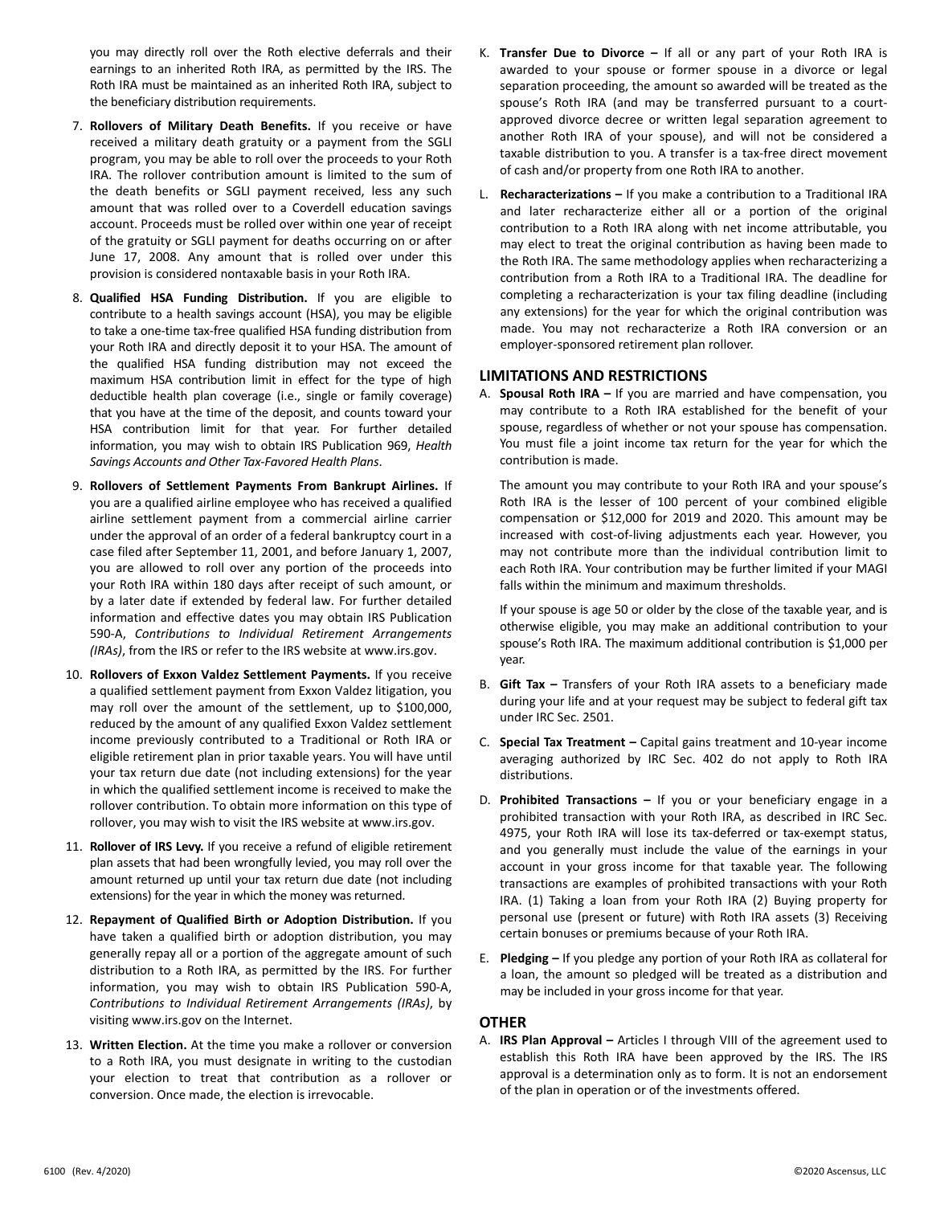you may directly roll over the Roth elective deferrals and their earnings to an inherited Roth IRA, as permitted by the IRS. The Roth IRA must be maintained as an inherited Roth IRA, subject to the beneficiary distribution requirements.

7. **Rollovers of Military Death Benefits.** If you receive or have received a military death gratuity or a payment from the SGLI program, you may be able to roll over the proceeds to your Roth IRA. The rollover contribution amount is limited to the sum of the death benefits or SGLI payment received, less any such amount that was rolled over to a Coverdell education savings account. Proceeds must be rolled over within one year of receipt of the gratuity or SGLI payment for deaths occurring on or after June 17, 2008. Any amount that is rolled over under this provision is considered nontaxable basis in your Roth IRA.

8. **Qualified HSA Funding Distribution.** If you are eligible to contribute to a health savings account (HSA), you may be eligible to take a one-time tax-free qualified HSA funding distribution from your Roth IRA and directly deposit it to your HSA. The amount of the qualified HSA funding distribution may not exceed the maximum HSA contribution limit in effect for the type of high deductible health plan coverage (i.e., single or family coverage) that you have at the time of the deposit, and counts toward your HSA contribution limit for that year. For further detailed information, you may wish to obtain IRS Publication 969, *Health Savings Accounts and Other Tax-Favored Health Plans*.

9. **Rollovers of Settlement Payments From Bankrupt Airlines.** If you are a qualified airline employee who has received a qualified airline settlement payment from a commercial airline carrier under the approval of an order of a federal bankruptcy court in a case filed after September 11, 2001, and before January 1, 2007, you are allowed to roll over any portion of the proceeds into your Roth IRA within 180 days after receipt of such amount, or by a later date if extended by federal law. For further detailed information and effective dates you may obtain IRS Publication 590-A, *Contributions to Individual Retirement Arrangements (IRAs)*, from the IRS or refer to the IRS website at www.irs.gov.

10. **Rollovers of Exxon Valdez Settlement Payments.** If you receive a qualified settlement payment from Exxon Valdez litigation, you may roll over the amount of the settlement, up to $100,000, reduced by the amount of any qualified Exxon Valdez settlement income previously contributed to a Traditional or Roth IRA or eligible retirement plan in prior taxable years. You will have until your tax return due date (not including extensions) for the year in which the qualified settlement income is received to make the rollover contribution. To obtain more information on this type of rollover, you may wish to visit the IRS website at www.irs.gov.

11. **Rollover of IRS Levy.** If you receive a refund of eligible retirement plan assets that had been wrongfully levied, you may roll over the amount returned up until your tax return due date (not including extensions) for the year in which the money was returned.

12. **Repayment of Qualified Birth or Adoption Distribution.** If you have taken a qualified birth or adoption distribution, you may generally repay all or a portion of the aggregate amount of such distribution to a Roth IRA, as permitted by the IRS. For further information, you may wish to obtain IRS Publication 590-A, *Contributions to Individual Retirement Arrangements (IRAs)*, by visiting www.irs.gov on the Internet.

13. **Written Election.** At the time you make a rollover or conversion to a Roth IRA, you must designate in writing to the custodian your election to treat that contribution as a rollover or conversion. Once made, the election is irrevocable.

K. **Transfer Due to Divorce –** If all or any part of your Roth IRA is awarded to your spouse or former spouse in a divorce or legal separation proceeding, the amount so awarded will be treated as the spouse's Roth IRA (and may be transferred pursuant to a court-approved divorce decree or written legal separation agreement to another Roth IRA of your spouse), and will not be considered a taxable distribution to you. A transfer is a tax-free direct movement of cash and/or property from one Roth IRA to another.

L. **Recharacterizations –** If you make a contribution to a Traditional IRA and later recharacterize either all or a portion of the original contribution to a Roth IRA along with net income attributable, you may elect to treat the original contribution as having been made to the Roth IRA. The same methodology applies when recharacterizing a contribution from a Roth IRA to a Traditional IRA. The deadline for completing a recharacterization is your tax filing deadline (including any extensions) for the year for which the original contribution was made. You may not recharacterize a Roth IRA conversion or an employer-sponsored retirement plan rollover.

## LIMITATIONS AND RESTRICTIONS

A. **Spousal Roth IRA –** If you are married and have compensation, you may contribute to a Roth IRA established for the benefit of your spouse, regardless of whether or not your spouse has compensation. You must file a joint income tax return for the year for which the contribution is made.

   The amount you may contribute to your Roth IRA and your spouse's Roth IRA is the lesser of 100 percent of your combined eligible compensation or $12,000 for 2019 and 2020. This amount may be increased with cost-of-living adjustments each year. However, you may not contribute more than the individual contribution limit to each Roth IRA. Your contribution may be further limited if your MAGI falls within the minimum and maximum thresholds.

   If your spouse is age 50 or older by the close of the taxable year, and is otherwise eligible, you may make an additional contribution to your spouse's Roth IRA. The maximum additional contribution is $1,000 per year.

B. **Gift Tax –** Transfers of your Roth IRA assets to a beneficiary made during your life and at your request may be subject to federal gift tax under IRC Sec. 2501.

C. **Special Tax Treatment –** Capital gains treatment and 10-year income averaging authorized by IRC Sec. 402 do not apply to Roth IRA distributions.

D. **Prohibited Transactions –** If you or your beneficiary engage in a prohibited transaction with your Roth IRA, as described in IRC Sec. 4975, your Roth IRA will lose its tax-deferred or tax-exempt status, and you generally must include the value of the earnings in your account in your gross income for that taxable year. The following transactions are examples of prohibited transactions with your Roth IRA. (1) Taking a loan from your Roth IRA (2) Buying property for personal use (present or future) with Roth IRA assets (3) Receiving certain bonuses or premiums because of your Roth IRA.

E. **Pledging –** If you pledge any portion of your Roth IRA as collateral for a loan, the amount so pledged will be treated as a distribution and may be included in your gross income for that year.

## OTHER

A. **IRS Plan Approval –** Articles I through VIII of the agreement used to establish this Roth IRA have been approved by the IRS. The IRS approval is a determination only as to form. It is not an endorsement of the plan in operation or of the investments offered.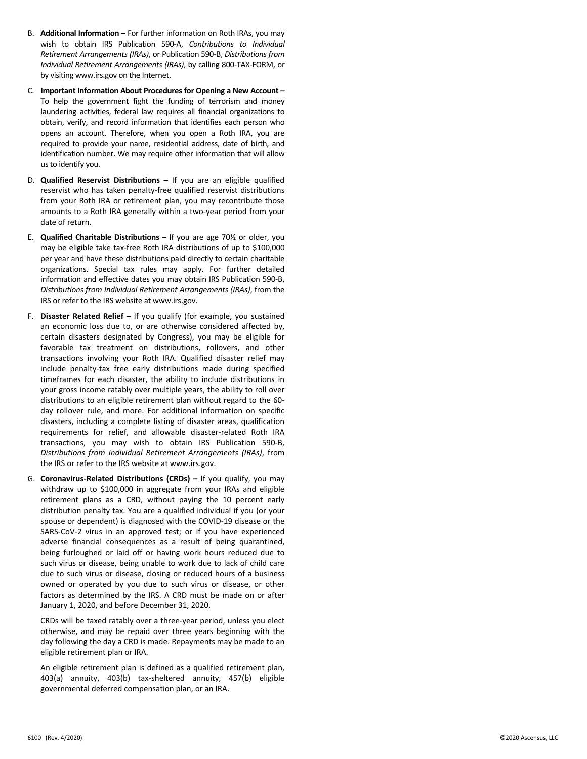B. **Additional Information –** For further information on Roth IRAs, you may wish to obtain IRS Publication 590-A, *Contributions to Individual Retirement Arrangements (IRAs)*, or Publication 590-B, *Distributions from Individual Retirement Arrangements (IRAs)*, by calling 800-TAX-FORM, or by visiting www.irs.gov on the Internet.

C. **Important Information About Procedures for Opening a New Account –** To help the government fight the funding of terrorism and money laundering activities, federal law requires all financial organizations to obtain, verify, and record information that identifies each person who opens an account. Therefore, when you open a Roth IRA, you are required to provide your name, residential address, date of birth, and identification number. We may require other information that will allow us to identify you.

D. **Qualified Reservist Distributions –** If you are an eligible qualified reservist who has taken penalty-free qualified reservist distributions from your Roth IRA or retirement plan, you may recontribute those amounts to a Roth IRA generally within a two-year period from your date of return.

E. **Qualified Charitable Distributions –** If you are age 70½ or older, you may be eligible take tax-free Roth IRA distributions of up to $100,000 per year and have these distributions paid directly to certain charitable organizations. Special tax rules may apply. For further detailed information and effective dates you may obtain IRS Publication 590-B, *Distributions from Individual Retirement Arrangements (IRAs)*, from the IRS or refer to the IRS website at www.irs.gov.

F. **Disaster Related Relief –** If you qualify (for example, you sustained an economic loss due to, or are otherwise considered affected by, certain disasters designated by Congress), you may be eligible for favorable tax treatment on distributions, rollovers, and other transactions involving your Roth IRA. Qualified disaster relief may include penalty-tax free early distributions made during specified timeframes for each disaster, the ability to include distributions in your gross income ratably over multiple years, the ability to roll over distributions to an eligible retirement plan without regard to the 60-day rollover rule, and more. For additional information on specific disasters, including a complete listing of disaster areas, qualification requirements for relief, and allowable disaster-related Roth IRA transactions, you may wish to obtain IRS Publication 590-B, *Distributions from Individual Retirement Arrangements (IRAs)*, from the IRS or refer to the IRS website at www.irs.gov.

G. **Coronavirus-Related Distributions (CRDs) –** If you qualify, you may withdraw up to $100,000 in aggregate from your IRAs and eligible retirement plans as a CRD, without paying the 10 percent early distribution penalty tax. You are a qualified individual if you (or your spouse or dependent) is diagnosed with the COVID-19 disease or the SARS-CoV-2 virus in an approved test; or if you have experienced adverse financial consequences as a result of being quarantined, being furloughed or laid off or having work hours reduced due to such virus or disease, being unable to work due to lack of child care due to such virus or disease, closing or reduced hours of a business owned or operated by you due to such virus or disease, or other factors as determined by the IRS. A CRD must be made on or after January 1, 2020, and before December 31, 2020.

   CRDs will be taxed ratably over a three-year period, unless you elect otherwise, and may be repaid over three years beginning with the day following the day a CRD is made. Repayments may be made to an eligible retirement plan or IRA.

   An eligible retirement plan is defined as a qualified retirement plan, 403(a) annuity, 403(b) tax-sheltered annuity, 457(b) eligible governmental deferred compensation plan, or an IRA.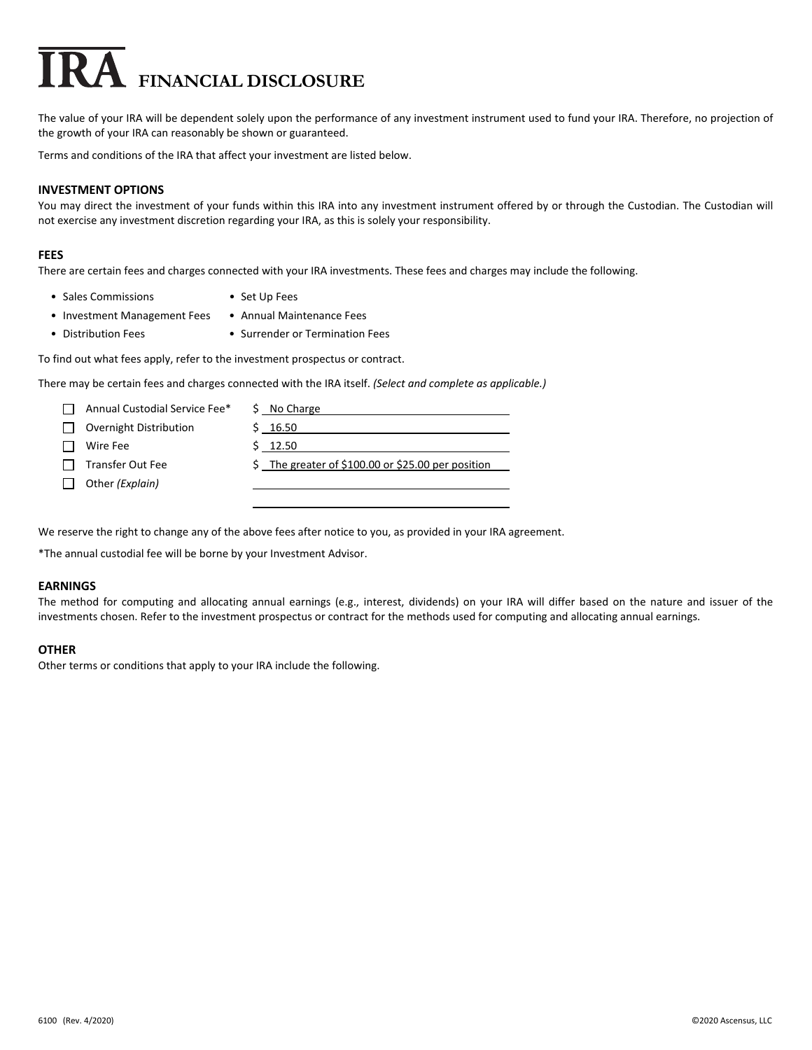# IRA FINANCIAL DISCLOSURE

The value of your IRA will be dependent solely upon the performance of any investment instrument used to fund your IRA. Therefore, no projection of the growth of your IRA can reasonably be shown or guaranteed.

Terms and conditions of the IRA that affect your investment are listed below.

### INVESTMENT OPTIONS

You may direct the investment of your funds within this IRA into any investment instrument offered by or through the Custodian. The Custodian will not exercise any investment discretion regarding your IRA, as this is solely your responsibility.

### FEES

There are certain fees and charges connected with your IRA investments. These fees and charges may include the following.

- Sales Commissions
- Set Up Fees
- Investment Management Fees
- Annual Maintenance Fees
- Distribution Fees
- Surrender or Termination Fees

To find out what fees apply, refer to the investment prospectus or contract.

There may be certain fees and charges connected with the IRA itself. *(Select and complete as applicable.)*

- ☐ Annual Custodial Service Fee* $ No Charge
- ☐ Overnight Distribution $ 16.50
- ☐ Wire Fee $ 12.50
- ☐ Transfer Out Fee $ The greater of $100.00 or $25.00 per position
- ☐ Other *(Explain)* ______

We reserve the right to change any of the above fees after notice to you, as provided in your IRA agreement.

*The annual custodial fee will be borne by your Investment Advisor.

### EARNINGS

The method for computing and allocating annual earnings (e.g., interest, dividends) on your IRA will differ based on the nature and issuer of the investments chosen. Refer to the investment prospectus or contract for the methods used for computing and allocating annual earnings.

### OTHER

Other terms or conditions that apply to your IRA include the following.

6100 (Rev. 4/2020) ©2020 Ascensus, LLC